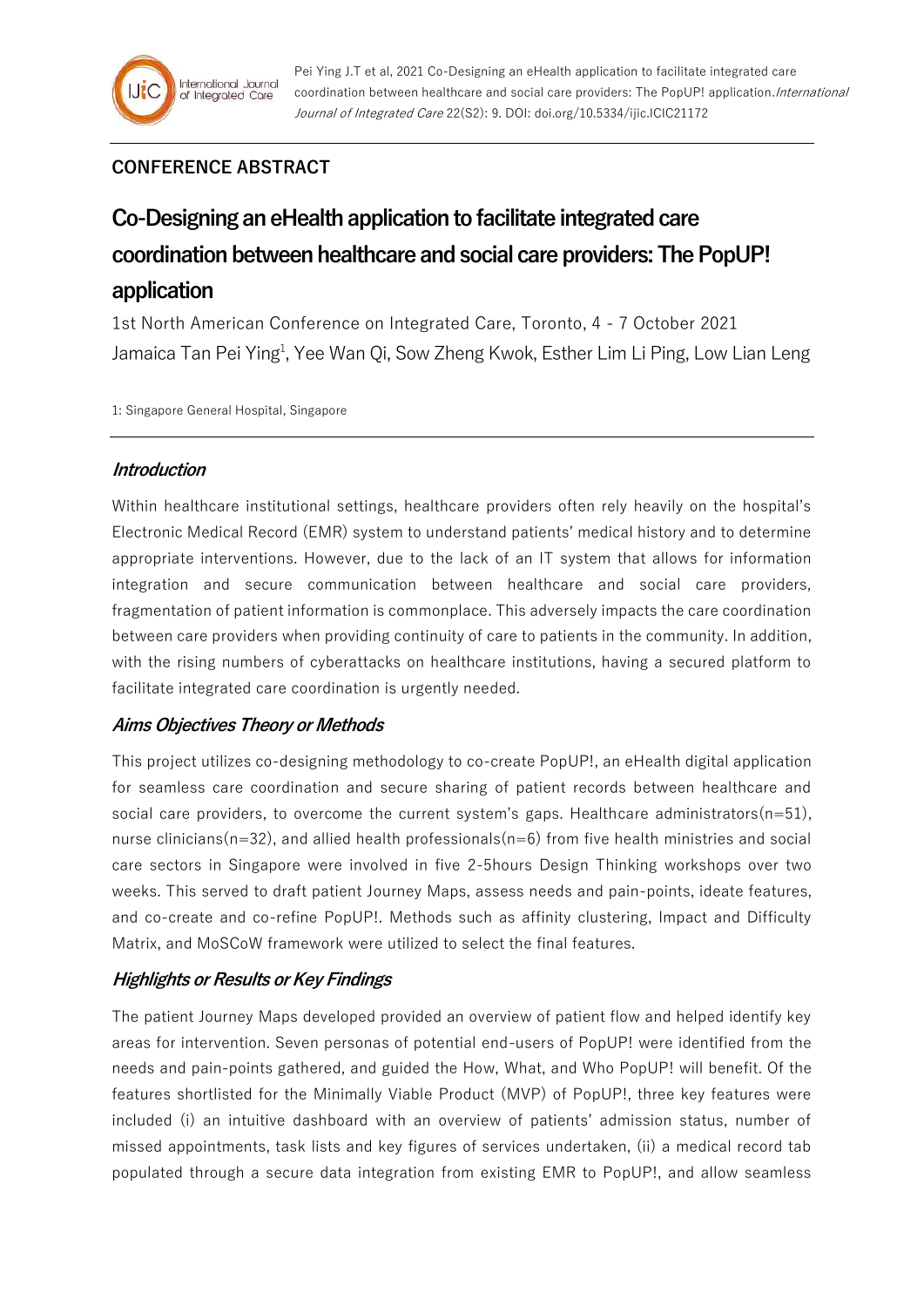## CONFERENCE ABSTRACT

# Co-Designing an eHealth application to facilitate integrated care coordination between healthcare and social care providers: The PopUP! application

1st North American Conference on Integrated Care, Toronto, 4 - 7 October 2021

Jamaica Tan Pei Ying[1], Yee Wan Qi, Sow Zheng Kwok, Esther Lim Li Ping, Low Lian Leng

1: Singapore General Hospital, Singapore

### *Introduction*

Within healthcare institutional settings, healthcare providers often rely heavily on the hospital's Electronic Medical Record (EMR) system to understand patients' medical history and to determine appropriate interventions. However, due to the lack of an IT system that allows for information integration and secure communication between healthcare and social care providers, fragmentation of patient information is commonplace. This adversely impacts the care coordination between care providers when providing continuity of care to patients in the community. In addition, with the rising numbers of cyberattacks on healthcare institutions, having a secured platform to facilitate integrated care coordination is urgently needed.

### *Aims Objectives Theory or Methods*

This project utilizes co-designing methodology to co-create PopUP!, an eHealth digital application for seamless care coordination and secure sharing of patient records between healthcare and social care providers, to overcome the current system's gaps. Healthcare administrators(n=51), nurse clinicians(n=32), and allied health professionals(n=6) from five health ministries and social care sectors in Singapore were involved in five 2-5hours Design Thinking workshops over two weeks. This served to draft patient Journey Maps, assess needs and pain-points, ideate features, and co-create and co-refine PopUP!. Methods such as affinity clustering, Impact and Difficulty Matrix, and MoSCoW framework were utilized to select the final features.

### *Highlights or Results or Key Findings*

The patient Journey Maps developed provided an overview of patient flow and helped identify key areas for intervention. Seven personas of potential end-users of PopUP! were identified from the needs and pain-points gathered, and guided the How, What, and Who PopUP! will benefit. Of the features shortlisted for the Minimally Viable Product (MVP) of PopUP!, three key features were included (i) an intuitive dashboard with an overview of patients' admission status, number of missed appointments, task lists and key figures of services undertaken, (ii) a medical record tab populated through a secure data integration from existing EMR to PopUP!, and allow seamless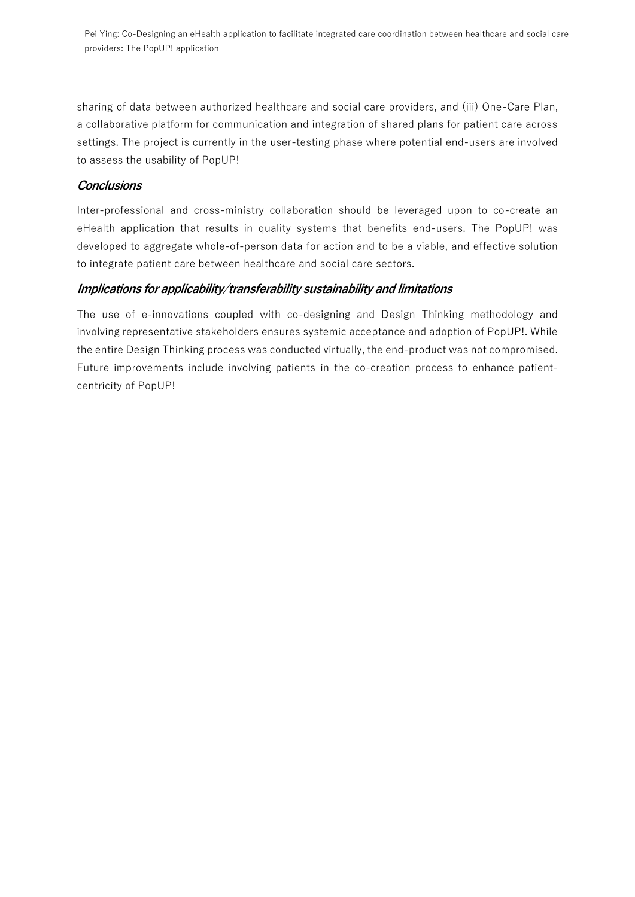sharing of data between authorized healthcare and social care providers, and (iii) One-Care Plan, a collaborative platform for communication and integration of shared plans for patient care across settings. The project is currently in the user-testing phase where potential end-users are involved to assess the usability of PopUP!

### *Conclusions*

Inter-professional and cross-ministry collaboration should be leveraged upon to co-create an eHealth application that results in quality systems that benefits end-users. The PopUP! was developed to aggregate whole-of-person data for action and to be a viable, and effective solution to integrate patient care between healthcare and social care sectors.

### *Implications for applicability/transferability sustainability and limitations*

The use of e-innovations coupled with co-designing and Design Thinking methodology and involving representative stakeholders ensures systemic acceptance and adoption of PopUP!. While the entire Design Thinking process was conducted virtually, the end-product was not compromised. Future improvements include involving patients in the co-creation process to enhance patient-centricity of PopUP!